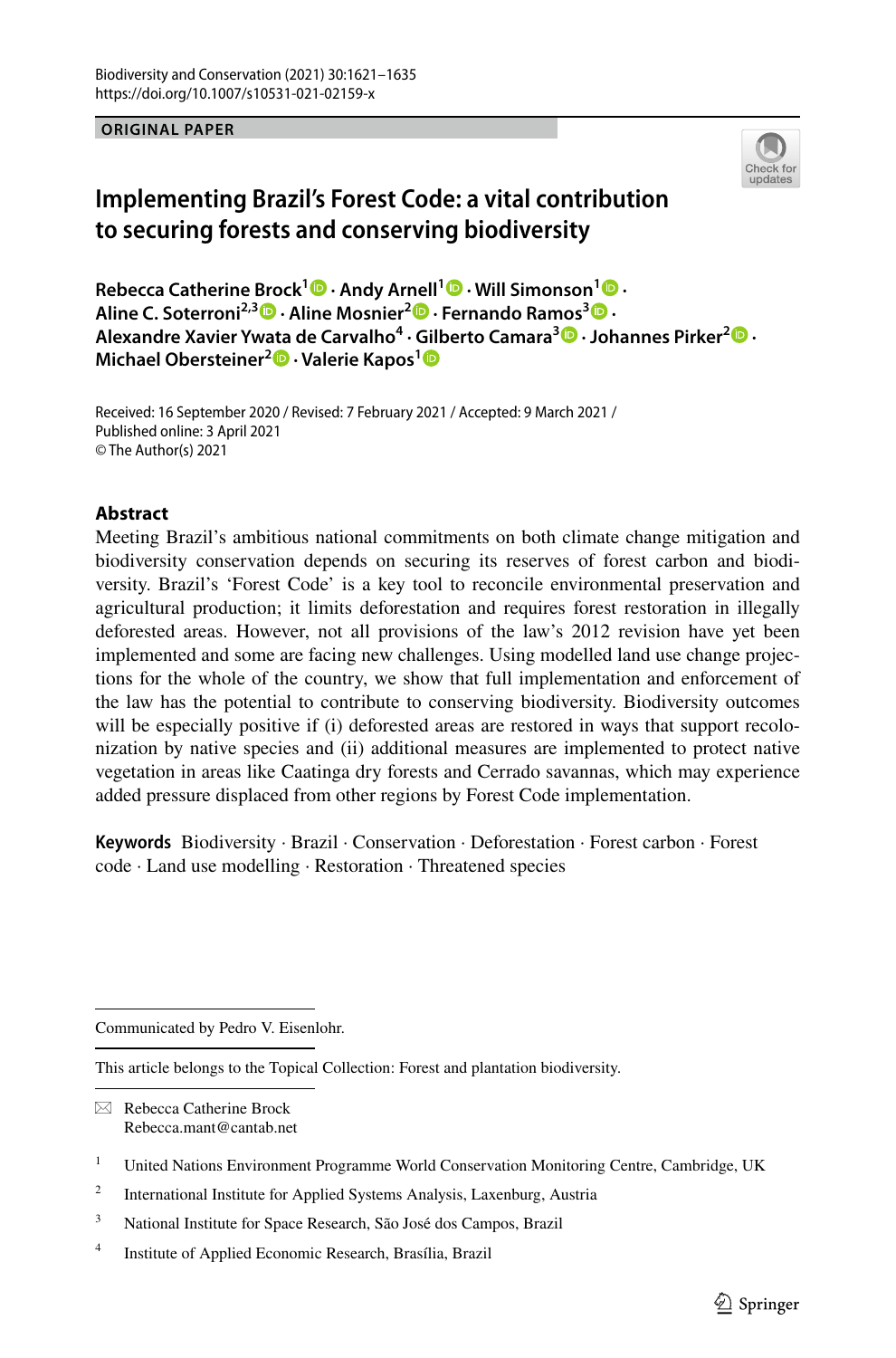ORIGINAL PAPER

# Implementing Brazil's Forest Code: a vital contribution to securing forests and conserving biodiversity

**Rebecca Catherine Brock[1] · Andy Arnell[1] · Will Simonson[1] · Aline C. Soterroni[2,3] · Aline Mosnier[2] · Fernando Ramos[3] · Alexandre Xavier Ywata de Carvalho[4] · Gilberto Camara[3] · Johannes Pirker[2] · Michael Obersteiner[2] · Valerie Kapos[1]**

Received: 16 September 2020 / Revised: 7 February 2021 / Accepted: 9 March 2021 / Published online: 3 April 2021
© The Author(s) 2021

## Abstract

Meeting Brazil's ambitious national commitments on both climate change mitigation and biodiversity conservation depends on securing its reserves of forest carbon and biodiversity. Brazil's 'Forest Code' is a key tool to reconcile environmental preservation and agricultural production; it limits deforestation and requires forest restoration in illegally deforested areas. However, not all provisions of the law's 2012 revision have yet been implemented and some are facing new challenges. Using modelled land use change projections for the whole of the country, we show that full implementation and enforcement of the law has the potential to contribute to conserving biodiversity. Biodiversity outcomes will be especially positive if (i) deforested areas are restored in ways that support recolonization by native species and (ii) additional measures are implemented to protect native vegetation in areas like Caatinga dry forests and Cerrado savannas, which may experience added pressure displaced from other regions by Forest Code implementation.

**Keywords** Biodiversity · Brazil · Conservation · Deforestation · Forest carbon · Forest code · Land use modelling · Restoration · Threatened species

---

Communicated by Pedro V. Eisenlohr.

This article belongs to the Topical Collection: Forest and plantation biodiversity.

---

✉ Rebecca Catherine Brock
Rebecca.mant@cantab.net

[1] United Nations Environment Programme World Conservation Monitoring Centre, Cambridge, UK

[2] International Institute for Applied Systems Analysis, Laxenburg, Austria

[3] National Institute for Space Research, São José dos Campos, Brazil

[4] Institute of Applied Economic Research, Brasília, Brazil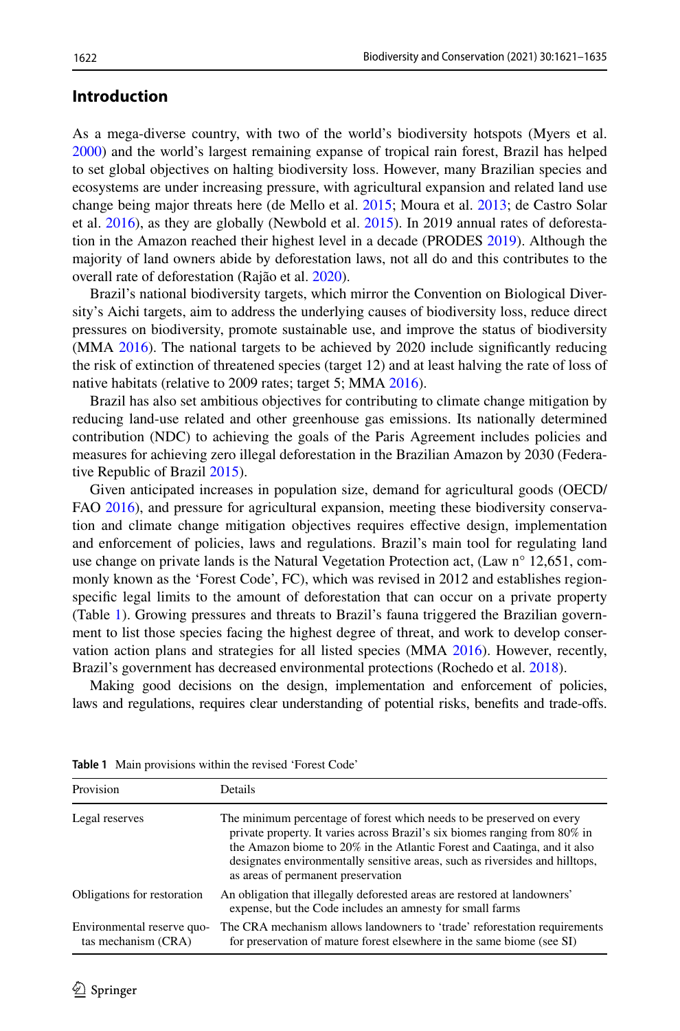## Introduction

As a mega-diverse country, with two of the world's biodiversity hotspots (Myers et al. 2000) and the world's largest remaining expanse of tropical rain forest, Brazil has helped to set global objectives on halting biodiversity loss. However, many Brazilian species and ecosystems are under increasing pressure, with agricultural expansion and related land use change being major threats here (de Mello et al. 2015; Moura et al. 2013; de Castro Solar et al. 2016), as they are globally (Newbold et al. 2015). In 2019 annual rates of deforestation in the Amazon reached their highest level in a decade (PRODES 2019). Although the majority of land owners abide by deforestation laws, not all do and this contributes to the overall rate of deforestation (Rajão et al. 2020).

Brazil's national biodiversity targets, which mirror the Convention on Biological Diversity's Aichi targets, aim to address the underlying causes of biodiversity loss, reduce direct pressures on biodiversity, promote sustainable use, and improve the status of biodiversity (MMA 2016). The national targets to be achieved by 2020 include significantly reducing the risk of extinction of threatened species (target 12) and at least halving the rate of loss of native habitats (relative to 2009 rates; target 5; MMA 2016).

Brazil has also set ambitious objectives for contributing to climate change mitigation by reducing land-use related and other greenhouse gas emissions. Its nationally determined contribution (NDC) to achieving the goals of the Paris Agreement includes policies and measures for achieving zero illegal deforestation in the Brazilian Amazon by 2030 (Federative Republic of Brazil 2015).

Given anticipated increases in population size, demand for agricultural goods (OECD/FAO 2016), and pressure for agricultural expansion, meeting these biodiversity conservation and climate change mitigation objectives requires effective design, implementation and enforcement of policies, laws and regulations. Brazil's main tool for regulating land use change on private lands is the Natural Vegetation Protection act, (Law n° 12,651, commonly known as the 'Forest Code', FC), which was revised in 2012 and establishes region-specific legal limits to the amount of deforestation that can occur on a private property (Table 1). Growing pressures and threats to Brazil's fauna triggered the Brazilian government to list those species facing the highest degree of threat, and work to develop conservation action plans and strategies for all listed species (MMA 2016). However, recently, Brazil's government has decreased environmental protections (Rochedo et al. 2018).

Making good decisions on the design, implementation and enforcement of policies, laws and regulations, requires clear understanding of potential risks, benefits and trade-offs.

**Table 1** Main provisions within the revised 'Forest Code'

| Provision | Details |
|---|---|
| Legal reserves | The minimum percentage of forest which needs to be preserved on every private property. It varies across Brazil's six biomes ranging from 80% in the Amazon biome to 20% in the Atlantic Forest and Caatinga, and it also designates environmentally sensitive areas, such as riversides and hilltops, as areas of permanent preservation |
| Obligations for restoration | An obligation that illegally deforested areas are restored at landowners' expense, but the Code includes an amnesty for small farms |
| Environmental reserve quotas mechanism (CRA) | The CRA mechanism allows landowners to 'trade' reforestation requirements for preservation of mature forest elsewhere in the same biome (see SI) |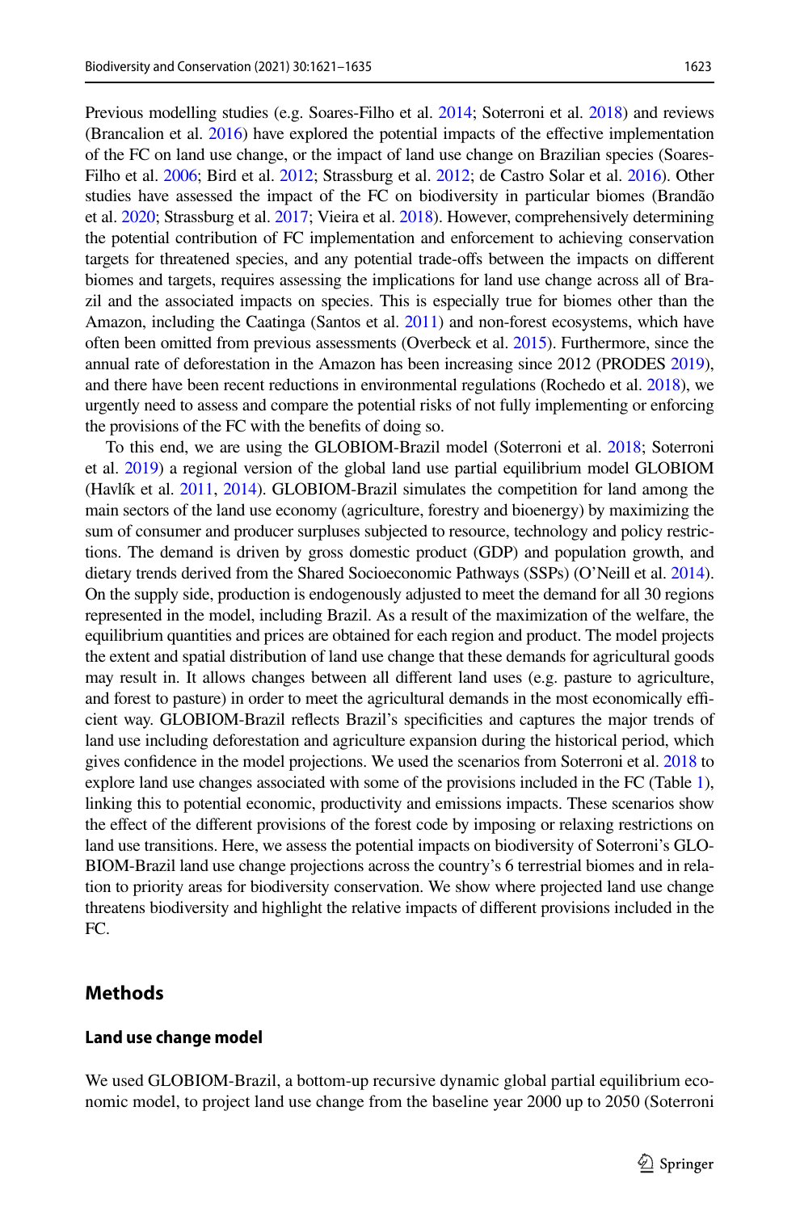Previous modelling studies (e.g. Soares-Filho et al. 2014; Soterroni et al. 2018) and reviews (Brancalion et al. 2016) have explored the potential impacts of the effective implementation of the FC on land use change, or the impact of land use change on Brazilian species (Soares-Filho et al. 2006; Bird et al. 2012; Strassburg et al. 2012; de Castro Solar et al. 2016). Other studies have assessed the impact of the FC on biodiversity in particular biomes (Brandão et al. 2020; Strassburg et al. 2017; Vieira et al. 2018). However, comprehensively determining the potential contribution of FC implementation and enforcement to achieving conservation targets for threatened species, and any potential trade-offs between the impacts on different biomes and targets, requires assessing the implications for land use change across all of Brazil and the associated impacts on species. This is especially true for biomes other than the Amazon, including the Caatinga (Santos et al. 2011) and non-forest ecosystems, which have often been omitted from previous assessments (Overbeck et al. 2015). Furthermore, since the annual rate of deforestation in the Amazon has been increasing since 2012 (PRODES 2019), and there have been recent reductions in environmental regulations (Rochedo et al. 2018), we urgently need to assess and compare the potential risks of not fully implementing or enforcing the provisions of the FC with the benefits of doing so.

To this end, we are using the GLOBIOM-Brazil model (Soterroni et al. 2018; Soterroni et al. 2019) a regional version of the global land use partial equilibrium model GLOBIOM (Havlík et al. 2011, 2014). GLOBIOM-Brazil simulates the competition for land among the main sectors of the land use economy (agriculture, forestry and bioenergy) by maximizing the sum of consumer and producer surpluses subjected to resource, technology and policy restrictions. The demand is driven by gross domestic product (GDP) and population growth, and dietary trends derived from the Shared Socioeconomic Pathways (SSPs) (O'Neill et al. 2014). On the supply side, production is endogenously adjusted to meet the demand for all 30 regions represented in the model, including Brazil. As a result of the maximization of the welfare, the equilibrium quantities and prices are obtained for each region and product. The model projects the extent and spatial distribution of land use change that these demands for agricultural goods may result in. It allows changes between all different land uses (e.g. pasture to agriculture, and forest to pasture) in order to meet the agricultural demands in the most economically efficient way. GLOBIOM-Brazil reflects Brazil's specificities and captures the major trends of land use including deforestation and agriculture expansion during the historical period, which gives confidence in the model projections. We used the scenarios from Soterroni et al. 2018 to explore land use changes associated with some of the provisions included in the FC (Table 1), linking this to potential economic, productivity and emissions impacts. These scenarios show the effect of the different provisions of the forest code by imposing or relaxing restrictions on land use transitions. Here, we assess the potential impacts on biodiversity of Soterroni's GLOBIOM-Brazil land use change projections across the country's 6 terrestrial biomes and in relation to priority areas for biodiversity conservation. We show where projected land use change threatens biodiversity and highlight the relative impacts of different provisions included in the FC.

## Methods

### Land use change model

We used GLOBIOM-Brazil, a bottom-up recursive dynamic global partial equilibrium economic model, to project land use change from the baseline year 2000 up to 2050 (Soterroni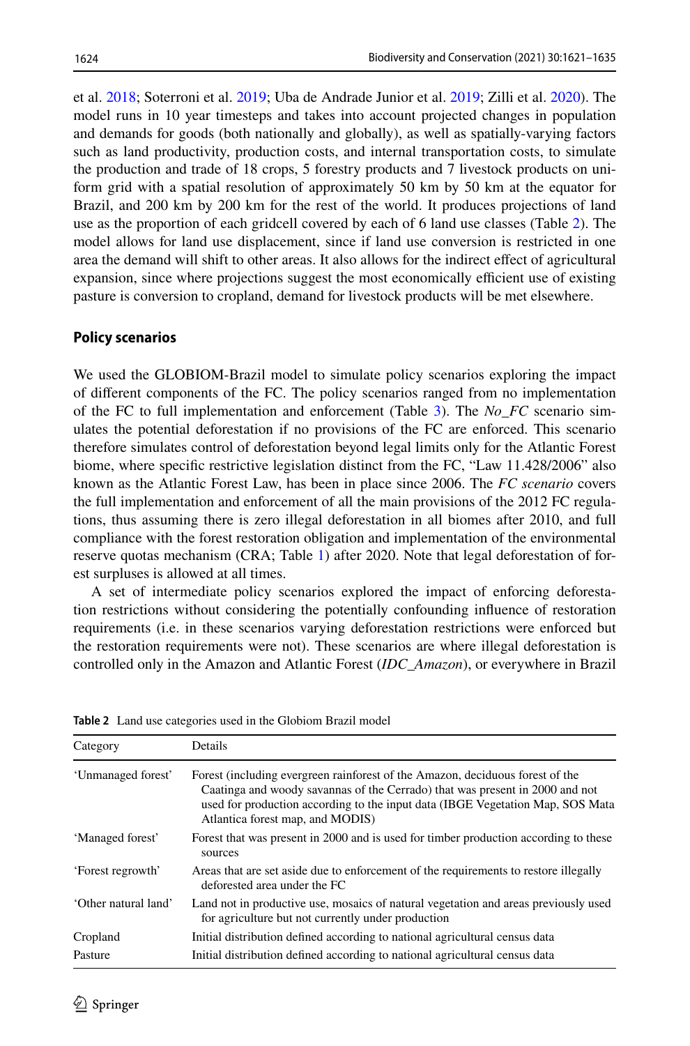et al. 2018; Soterroni et al. 2019; Uba de Andrade Junior et al. 2019; Zilli et al. 2020). The model runs in 10 year timesteps and takes into account projected changes in population and demands for goods (both nationally and globally), as well as spatially-varying factors such as land productivity, production costs, and internal transportation costs, to simulate the production and trade of 18 crops, 5 forestry products and 7 livestock products on uniform grid with a spatial resolution of approximately 50 km by 50 km at the equator for Brazil, and 200 km by 200 km for the rest of the world. It produces projections of land use as the proportion of each gridcell covered by each of 6 land use classes (Table 2). The model allows for land use displacement, since if land use conversion is restricted in one area the demand will shift to other areas. It also allows for the indirect effect of agricultural expansion, since where projections suggest the most economically efficient use of existing pasture is conversion to cropland, demand for livestock products will be met elsewhere.

### Policy scenarios

We used the GLOBIOM-Brazil model to simulate policy scenarios exploring the impact of different components of the FC. The policy scenarios ranged from no implementation of the FC to full implementation and enforcement (Table 3). The *No_FC* scenario simulates the potential deforestation if no provisions of the FC are enforced. This scenario therefore simulates control of deforestation beyond legal limits only for the Atlantic Forest biome, where specific restrictive legislation distinct from the FC, "Law 11.428/2006" also known as the Atlantic Forest Law, has been in place since 2006. The *FC scenario* covers the full implementation and enforcement of all the main provisions of the 2012 FC regulations, thus assuming there is zero illegal deforestation in all biomes after 2010, and full compliance with the forest restoration obligation and implementation of the environmental reserve quotas mechanism (CRA; Table 1) after 2020. Note that legal deforestation of forest surpluses is allowed at all times.

A set of intermediate policy scenarios explored the impact of enforcing deforestation restrictions without considering the potentially confounding influence of restoration requirements (i.e. in these scenarios varying deforestation restrictions were enforced but the restoration requirements were not). These scenarios are where illegal deforestation is controlled only in the Amazon and Atlantic Forest (*IDC_Amazon*), or everywhere in Brazil

**Table 2** Land use categories used in the Globiom Brazil model

| Category | Details |
|---|---|
| 'Unmanaged forest' | Forest (including evergreen rainforest of the Amazon, deciduous forest of the Caatinga and woody savannas of the Cerrado) that was present in 2000 and not used for production according to the input data (IBGE Vegetation Map, SOS Mata Atlantica forest map, and MODIS) |
| 'Managed forest' | Forest that was present in 2000 and is used for timber production according to these sources |
| 'Forest regrowth' | Areas that are set aside due to enforcement of the requirements to restore illegally deforested area under the FC |
| 'Other natural land' | Land not in productive use, mosaics of natural vegetation and areas previously used for agriculture but not currently under production |
| Cropland | Initial distribution defined according to national agricultural census data |
| Pasture | Initial distribution defined according to national agricultural census data |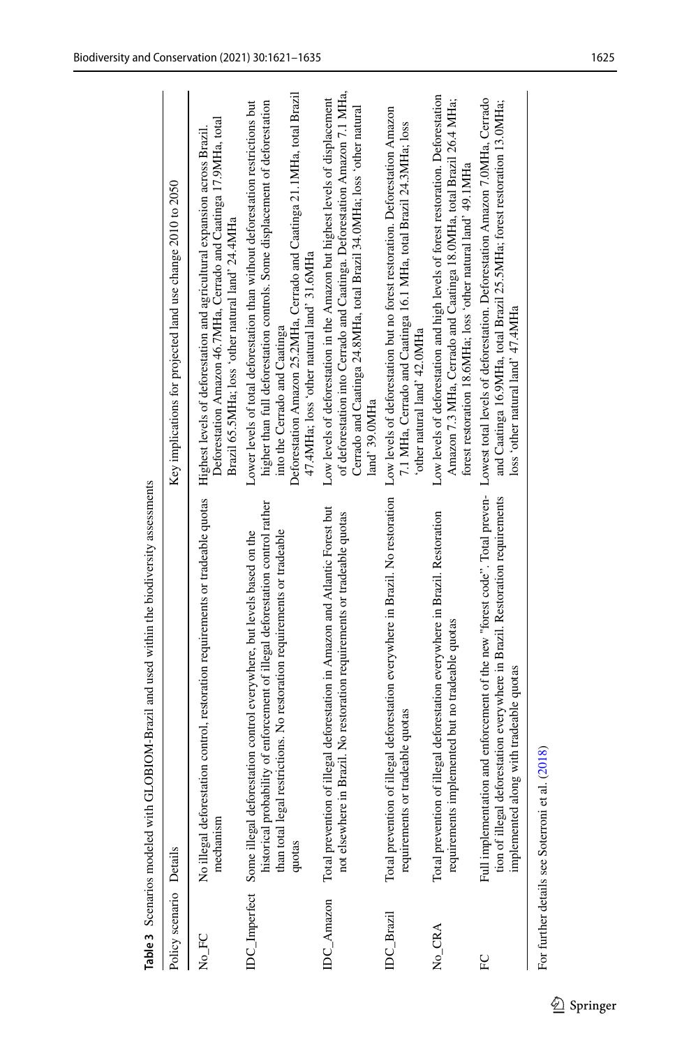**Table 3** Scenarios modeled with GLOBIOM-Brazil and used within the biodiversity assessments

| Policy scenario | Details | Key implications for projected land use change 2010 to 2050 |
|---|---|---|
| No_FC | No illegal deforestation control, restoration requirements or tradeable quotas mechanism | Highest levels of deforestation and agricultural expansion across Brazil. Deforestation Amazon 46.7MHa, Cerrado and Caatinga 17.9MHa, total Brazil 65.5MHa; loss 'other natural land' 24.4MHa |
| IDC_Imperfect | Some illegal deforestation control everywhere, but levels based on the historical probability of enforcement of illegal deforestation control rather than total legal restrictions. No restoration requirements or tradeable quotas | Lower levels of total deforestation than without deforestation restrictions but higher than full deforestation controls. Some displacement of deforestation into the Cerrado and Caatinga<br>Deforestation Amazon 25.2MHa, Cerrado and Caatinga 21.1MHa, total Brazil 47.4MHa; loss 'other natural land' 31.6MHa |
| IDC_Amazon | Total prevention of illegal deforestation in Amazon and Atlantic Forest but not elsewhere in Brazil. No restoration requirements or tradeable quotas | Low levels of deforestation in the Amazon but highest levels of displacement of deforestation into Cerrado and Caatinga. Deforestation Amazon 7.1 MHa, Cerrado and Caatinga 24.8MHa, total Brazil 34.0MHa; loss 'other natural land' 39.0MHa |
| IDC_Brazil | Total prevention of illegal deforestation everywhere in Brazil. No restoration requirements or tradeable quotas | Low levels of deforestation but no forest restoration. Deforestation Amazon 7.1 MHa, Cerrado and Caatinga 16.1 MHa, total Brazil 24.3MHa; loss 'other natural land' 42.0MHa |
| No_CRA | Total prevention of illegal deforestation everywhere in Brazil. Restoration requirements implemented but no tradeable quotas | Low levels of deforestation and high levels of forest restoration. Deforestation Amazon 7.3 MHa, Cerrado and Caatinga 18.0MHa, total Brazil 26.4 MHa; forest restoration 18.6MHa; loss 'other natural land' 49.1MHa |
| FC | Full implementation and enforcement of the new "forest code". Total prevention of illegal deforestation everywhere in Brazil. Restoration requirements implemented along with tradeable quotas | Lowest total levels of deforestation. Deforestation Amazon 7.0MHa, Cerrado and Caatinga 16.9MHa, total Brazil 25.5MHa; forest restoration 13.0MHa; loss 'other natural land' 47.4MHa |

For further details see Soterroni et al. (2018)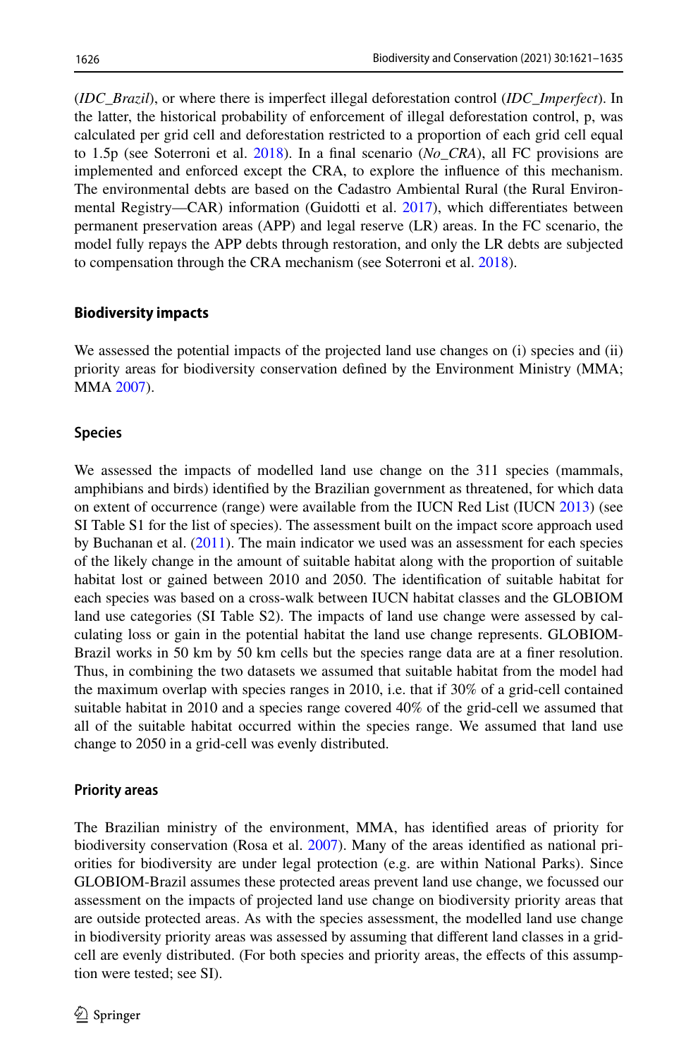(*IDC_Brazil*), or where there is imperfect illegal deforestation control (*IDC_Imperfect*). In the latter, the historical probability of enforcement of illegal deforestation control, p, was calculated per grid cell and deforestation restricted to a proportion of each grid cell equal to 1.5p (see Soterroni et al. 2018). In a final scenario (*No_CRA*), all FC provisions are implemented and enforced except the CRA, to explore the influence of this mechanism. The environmental debts are based on the Cadastro Ambiental Rural (the Rural Environmental Registry—CAR) information (Guidotti et al. 2017), which differentiates between permanent preservation areas (APP) and legal reserve (LR) areas. In the FC scenario, the model fully repays the APP debts through restoration, and only the LR debts are subjected to compensation through the CRA mechanism (see Soterroni et al. 2018).

## Biodiversity impacts

We assessed the potential impacts of the projected land use changes on (i) species and (ii) priority areas for biodiversity conservation defined by the Environment Ministry (MMA; MMA 2007).

### Species

We assessed the impacts of modelled land use change on the 311 species (mammals, amphibians and birds) identified by the Brazilian government as threatened, for which data on extent of occurrence (range) were available from the IUCN Red List (IUCN 2013) (see SI Table S1 for the list of species). The assessment built on the impact score approach used by Buchanan et al. (2011). The main indicator we used was an assessment for each species of the likely change in the amount of suitable habitat along with the proportion of suitable habitat lost or gained between 2010 and 2050. The identification of suitable habitat for each species was based on a cross-walk between IUCN habitat classes and the GLOBIOM land use categories (SI Table S2). The impacts of land use change were assessed by calculating loss or gain in the potential habitat the land use change represents. GLOBIOM-Brazil works in 50 km by 50 km cells but the species range data are at a finer resolution. Thus, in combining the two datasets we assumed that suitable habitat from the model had the maximum overlap with species ranges in 2010, i.e. that if 30% of a grid-cell contained suitable habitat in 2010 and a species range covered 40% of the grid-cell we assumed that all of the suitable habitat occurred within the species range. We assumed that land use change to 2050 in a grid-cell was evenly distributed.

### Priority areas

The Brazilian ministry of the environment, MMA, has identified areas of priority for biodiversity conservation (Rosa et al. 2007). Many of the areas identified as national priorities for biodiversity are under legal protection (e.g. are within National Parks). Since GLOBIOM-Brazil assumes these protected areas prevent land use change, we focussed our assessment on the impacts of projected land use change on biodiversity priority areas that are outside protected areas. As with the species assessment, the modelled land use change in biodiversity priority areas was assessed by assuming that different land classes in a grid-cell are evenly distributed. (For both species and priority areas, the effects of this assumption were tested; see SI).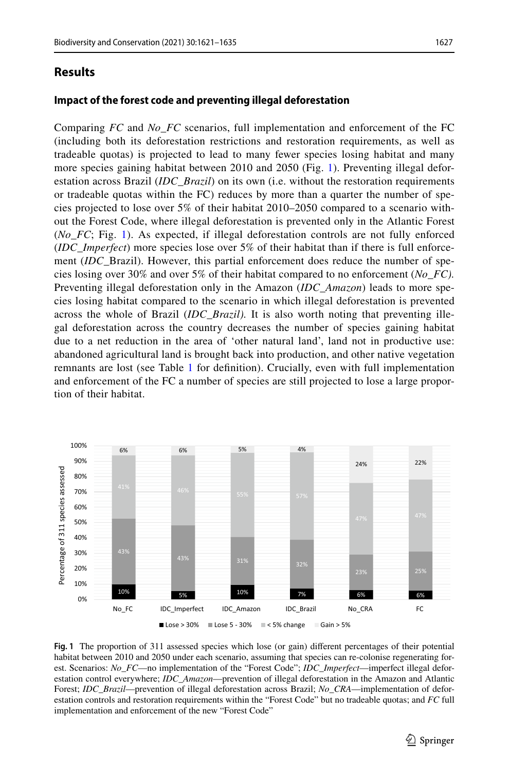## Results

### Impact of the forest code and preventing illegal deforestation

Comparing *FC* and *No_FC* scenarios, full implementation and enforcement of the FC (including both its deforestation restrictions and restoration requirements, as well as tradeable quotas) is projected to lead to many fewer species losing habitat and many more species gaining habitat between 2010 and 2050 (Fig. 1). Preventing illegal deforestation across Brazil (*IDC_Brazil*) on its own (i.e. without the restoration requirements or tradeable quotas within the FC) reduces by more than a quarter the number of species projected to lose over 5% of their habitat 2010–2050 compared to a scenario without the Forest Code, where illegal deforestation is prevented only in the Atlantic Forest (*No_FC*; Fig. 1). As expected, if illegal deforestation controls are not fully enforced (*IDC_Imperfect*) more species lose over 5% of their habitat than if there is full enforcement (*IDC*_Brazil). However, this partial enforcement does reduce the number of species losing over 30% and over 5% of their habitat compared to no enforcement (*No_FC).* Preventing illegal deforestation only in the Amazon (*IDC_Amazon*) leads to more species losing habitat compared to the scenario in which illegal deforestation is prevented across the whole of Brazil (*IDC_Brazil).* It is also worth noting that preventing illegal deforestation across the country decreases the number of species gaining habitat due to a net reduction in the area of 'other natural land', land not in productive use: abandoned agricultural land is brought back into production, and other native vegetation remnants are lost (see Table 1 for definition). Crucially, even with full implementation and enforcement of the FC a number of species are still projected to lose a large proportion of their habitat.

**Fig. 1** The proportion of 311 assessed species which lose (or gain) different percentages of their potential habitat between 2010 and 2050 under each scenario, assuming that species can re-colonise regenerating forest. Scenarios: *No_FC*—no implementation of the "Forest Code"; *IDC_Imperfect*—imperfect illegal deforestation control everywhere; *IDC_Amazon*—prevention of illegal deforestation in the Amazon and Atlantic Forest; *IDC_Brazil*—prevention of illegal deforestation across Brazil; *No_CRA*—implementation of deforestation controls and restoration requirements within the "Forest Code" but no tradeable quotas; and *FC* full implementation and enforcement of the new "Forest Code"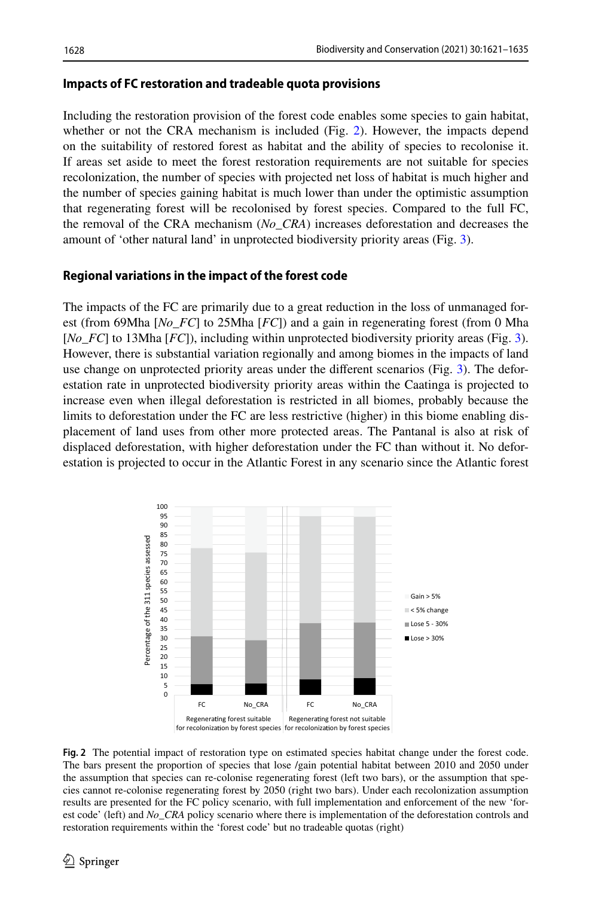### Impacts of FC restoration and tradeable quota provisions

Including the restoration provision of the forest code enables some species to gain habitat, whether or not the CRA mechanism is included (Fig. 2). However, the impacts depend on the suitability of restored forest as habitat and the ability of species to recolonise it. If areas set aside to meet the forest restoration requirements are not suitable for species recolonization, the number of species with projected net loss of habitat is much higher and the number of species gaining habitat is much lower than under the optimistic assumption that regenerating forest will be recolonised by forest species. Compared to the full FC, the removal of the CRA mechanism (*No_CRA*) increases deforestation and decreases the amount of 'other natural land' in unprotected biodiversity priority areas (Fig. 3).

### Regional variations in the impact of the forest code

The impacts of the FC are primarily due to a great reduction in the loss of unmanaged forest (from 69Mha [*No_FC*] to 25Mha [*FC*]) and a gain in regenerating forest (from 0 Mha [*No_FC*] to 13Mha [*FC*]), including within unprotected biodiversity priority areas (Fig. 3). However, there is substantial variation regionally and among biomes in the impacts of land use change on unprotected priority areas under the different scenarios (Fig. 3). The deforestation rate in unprotected biodiversity priority areas within the Caatinga is projected to increase even when illegal deforestation is restricted in all biomes, probably because the limits to deforestation under the FC are less restrictive (higher) in this biome enabling displacement of land uses from other more protected areas. The Pantanal is also at risk of displaced deforestation, with higher deforestation under the FC than without it. No deforestation is projected to occur in the Atlantic Forest in any scenario since the Atlantic forest

**Fig. 2** The potential impact of restoration type on estimated species habitat change under the forest code. The bars present the proportion of species that lose /gain potential habitat between 2010 and 2050 under the assumption that species can re-colonise regenerating forest (left two bars), or the assumption that species cannot re-colonise regenerating forest by 2050 (right two bars). Under each recolonization assumption results are presented for the FC policy scenario, with full implementation and enforcement of the new 'forest code' (left) and *No_CRA* policy scenario where there is implementation of the deforestation controls and restoration requirements within the 'forest code' but no tradeable quotas (right)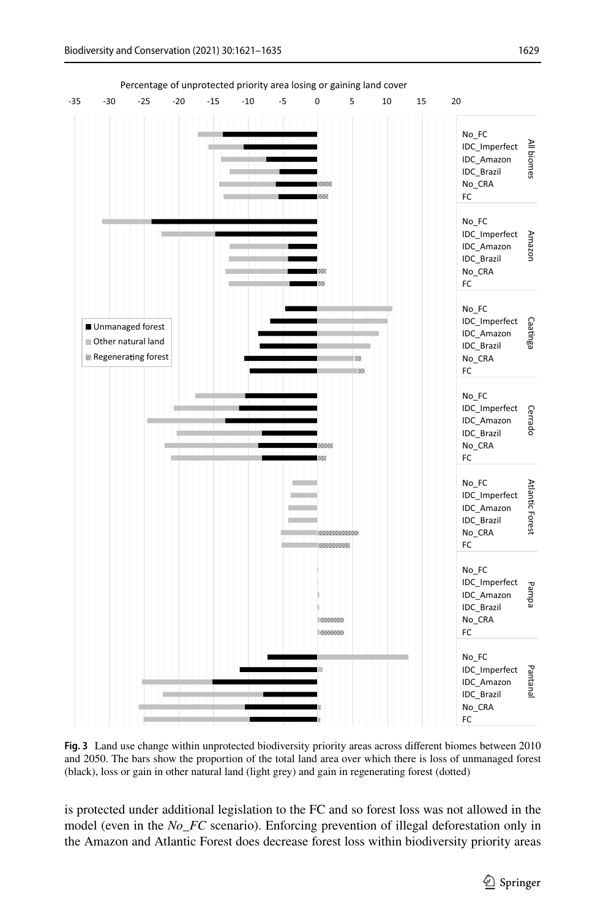Fig. 3 Land use change within unprotected biodiversity priority areas across different biomes between 2010 and 2050. The bars show the proportion of the total land area over which there is loss of unmanaged forest (black), loss or gain in other natural land (light grey) and gain in regenerating forest (dotted)

is protected under additional legislation to the FC and so forest loss was not allowed in the model (even in the *No_FC* scenario). Enforcing prevention of illegal deforestation only in the Amazon and Atlantic Forest does decrease forest loss within biodiversity priority areas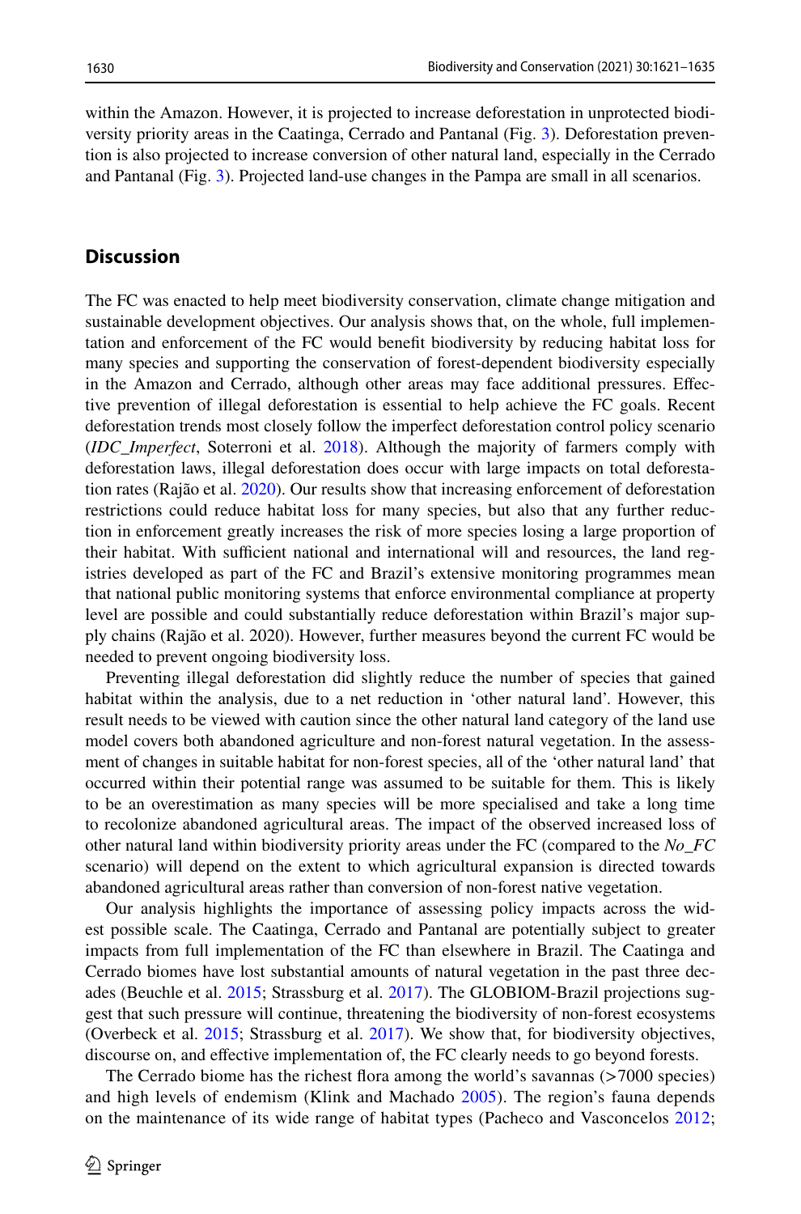within the Amazon. However, it is projected to increase deforestation in unprotected biodiversity priority areas in the Caatinga, Cerrado and Pantanal (Fig. 3). Deforestation prevention is also projected to increase conversion of other natural land, especially in the Cerrado and Pantanal (Fig. 3). Projected land-use changes in the Pampa are small in all scenarios.

## Discussion

The FC was enacted to help meet biodiversity conservation, climate change mitigation and sustainable development objectives. Our analysis shows that, on the whole, full implementation and enforcement of the FC would benefit biodiversity by reducing habitat loss for many species and supporting the conservation of forest-dependent biodiversity especially in the Amazon and Cerrado, although other areas may face additional pressures. Effective prevention of illegal deforestation is essential to help achieve the FC goals. Recent deforestation trends most closely follow the imperfect deforestation control policy scenario (*IDC_Imperfect*, Soterroni et al. 2018). Although the majority of farmers comply with deforestation laws, illegal deforestation does occur with large impacts on total deforestation rates (Rajão et al. 2020). Our results show that increasing enforcement of deforestation restrictions could reduce habitat loss for many species, but also that any further reduction in enforcement greatly increases the risk of more species losing a large proportion of their habitat. With sufficient national and international will and resources, the land registries developed as part of the FC and Brazil's extensive monitoring programmes mean that national public monitoring systems that enforce environmental compliance at property level are possible and could substantially reduce deforestation within Brazil's major supply chains (Rajão et al. 2020). However, further measures beyond the current FC would be needed to prevent ongoing biodiversity loss.

Preventing illegal deforestation did slightly reduce the number of species that gained habitat within the analysis, due to a net reduction in 'other natural land'. However, this result needs to be viewed with caution since the other natural land category of the land use model covers both abandoned agriculture and non-forest natural vegetation. In the assessment of changes in suitable habitat for non-forest species, all of the 'other natural land' that occurred within their potential range was assumed to be suitable for them. This is likely to be an overestimation as many species will be more specialised and take a long time to recolonize abandoned agricultural areas. The impact of the observed increased loss of other natural land within biodiversity priority areas under the FC (compared to the *No_FC* scenario) will depend on the extent to which agricultural expansion is directed towards abandoned agricultural areas rather than conversion of non-forest native vegetation.

Our analysis highlights the importance of assessing policy impacts across the widest possible scale. The Caatinga, Cerrado and Pantanal are potentially subject to greater impacts from full implementation of the FC than elsewhere in Brazil. The Caatinga and Cerrado biomes have lost substantial amounts of natural vegetation in the past three decades (Beuchle et al. 2015; Strassburg et al. 2017). The GLOBIOM-Brazil projections suggest that such pressure will continue, threatening the biodiversity of non-forest ecosystems (Overbeck et al. 2015; Strassburg et al. 2017). We show that, for biodiversity objectives, discourse on, and effective implementation of, the FC clearly needs to go beyond forests.

The Cerrado biome has the richest flora among the world's savannas (>7000 species) and high levels of endemism (Klink and Machado 2005). The region's fauna depends on the maintenance of its wide range of habitat types (Pacheco and Vasconcelos 2012;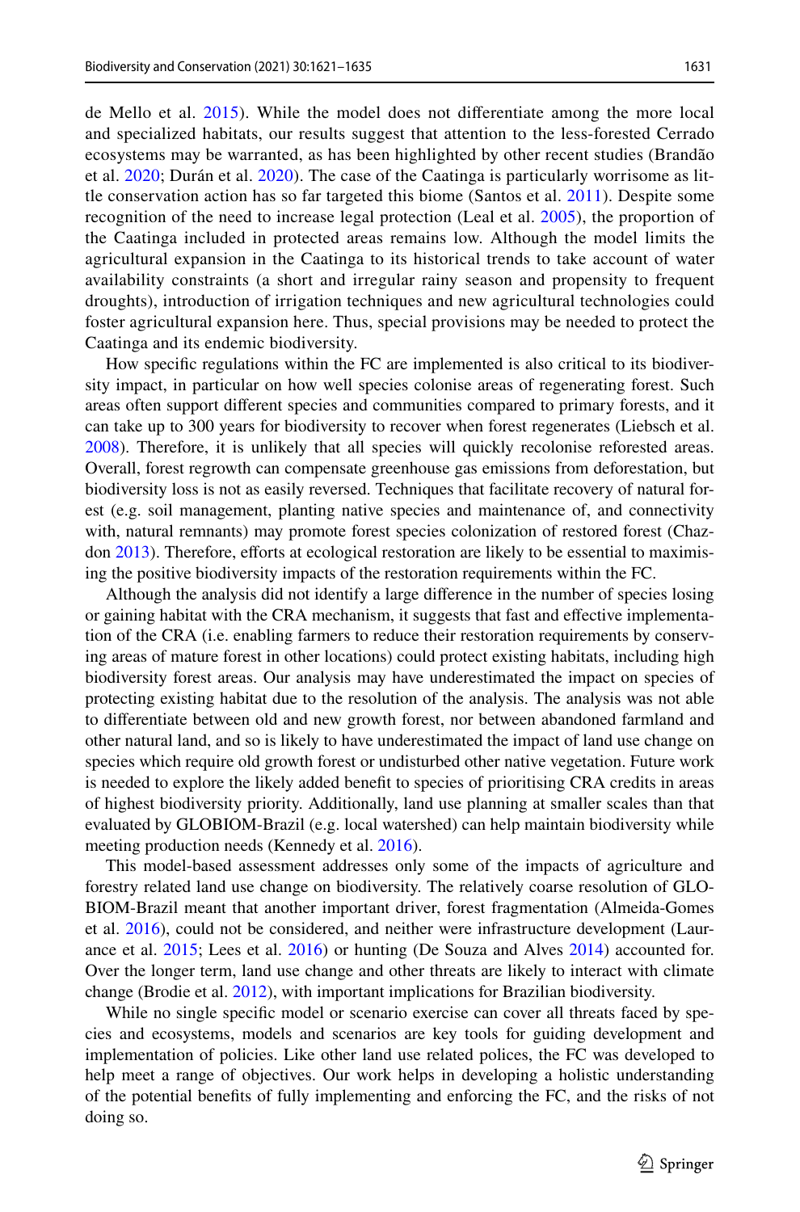de Mello et al. 2015). While the model does not differentiate among the more local and specialized habitats, our results suggest that attention to the less-forested Cerrado ecosystems may be warranted, as has been highlighted by other recent studies (Brandão et al. 2020; Durán et al. 2020). The case of the Caatinga is particularly worrisome as little conservation action has so far targeted this biome (Santos et al. 2011). Despite some recognition of the need to increase legal protection (Leal et al. 2005), the proportion of the Caatinga included in protected areas remains low. Although the model limits the agricultural expansion in the Caatinga to its historical trends to take account of water availability constraints (a short and irregular rainy season and propensity to frequent droughts), introduction of irrigation techniques and new agricultural technologies could foster agricultural expansion here. Thus, special provisions may be needed to protect the Caatinga and its endemic biodiversity.

How specific regulations within the FC are implemented is also critical to its biodiversity impact, in particular on how well species colonise areas of regenerating forest. Such areas often support different species and communities compared to primary forests, and it can take up to 300 years for biodiversity to recover when forest regenerates (Liebsch et al. 2008). Therefore, it is unlikely that all species will quickly recolonise reforested areas. Overall, forest regrowth can compensate greenhouse gas emissions from deforestation, but biodiversity loss is not as easily reversed. Techniques that facilitate recovery of natural forest (e.g. soil management, planting native species and maintenance of, and connectivity with, natural remnants) may promote forest species colonization of restored forest (Chazdon 2013). Therefore, efforts at ecological restoration are likely to be essential to maximising the positive biodiversity impacts of the restoration requirements within the FC.

Although the analysis did not identify a large difference in the number of species losing or gaining habitat with the CRA mechanism, it suggests that fast and effective implementation of the CRA (i.e. enabling farmers to reduce their restoration requirements by conserving areas of mature forest in other locations) could protect existing habitats, including high biodiversity forest areas. Our analysis may have underestimated the impact on species of protecting existing habitat due to the resolution of the analysis. The analysis was not able to differentiate between old and new growth forest, nor between abandoned farmland and other natural land, and so is likely to have underestimated the impact of land use change on species which require old growth forest or undisturbed other native vegetation. Future work is needed to explore the likely added benefit to species of prioritising CRA credits in areas of highest biodiversity priority. Additionally, land use planning at smaller scales than that evaluated by GLOBIOM-Brazil (e.g. local watershed) can help maintain biodiversity while meeting production needs (Kennedy et al. 2016).

This model-based assessment addresses only some of the impacts of agriculture and forestry related land use change on biodiversity. The relatively coarse resolution of GLOBIOM-Brazil meant that another important driver, forest fragmentation (Almeida-Gomes et al. 2016), could not be considered, and neither were infrastructure development (Laurance et al. 2015; Lees et al. 2016) or hunting (De Souza and Alves 2014) accounted for. Over the longer term, land use change and other threats are likely to interact with climate change (Brodie et al. 2012), with important implications for Brazilian biodiversity.

While no single specific model or scenario exercise can cover all threats faced by species and ecosystems, models and scenarios are key tools for guiding development and implementation of policies. Like other land use related polices, the FC was developed to help meet a range of objectives. Our work helps in developing a holistic understanding of the potential benefits of fully implementing and enforcing the FC, and the risks of not doing so.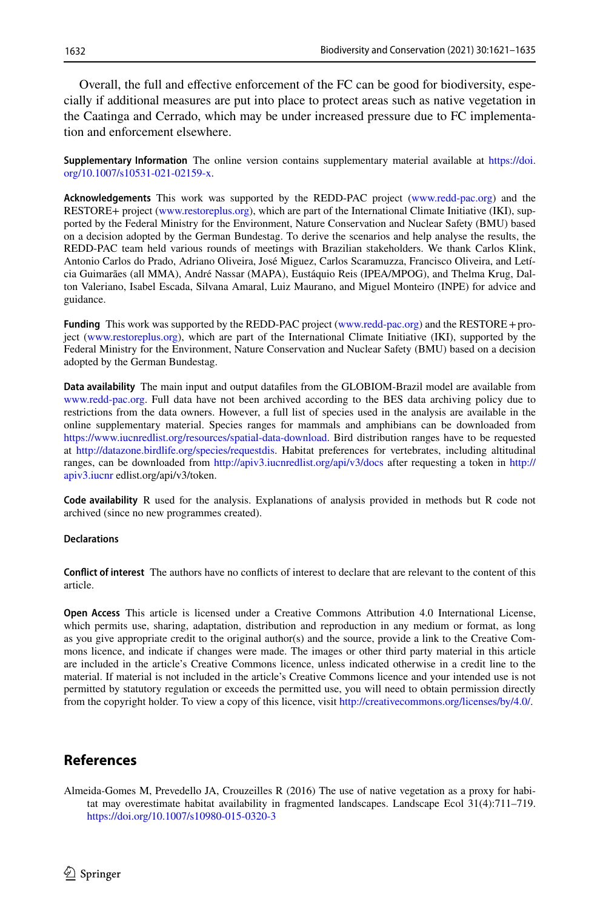Overall, the full and effective enforcement of the FC can be good for biodiversity, especially if additional measures are put into place to protect areas such as native vegetation in the Caatinga and Cerrado, which may be under increased pressure due to FC implementation and enforcement elsewhere.

**Supplementary Information** The online version contains supplementary material available at https://doi.org/10.1007/s10531-021-02159-x.

**Acknowledgements** This work was supported by the REDD-PAC project (www.redd-pac.org) and the RESTORE+ project (www.restoreplus.org), which are part of the International Climate Initiative (IKI), supported by the Federal Ministry for the Environment, Nature Conservation and Nuclear Safety (BMU) based on a decision adopted by the German Bundestag. To derive the scenarios and help analyse the results, the REDD-PAC team held various rounds of meetings with Brazilian stakeholders. We thank Carlos Klink, Antonio Carlos do Prado, Adriano Oliveira, José Miguez, Carlos Scaramuzza, Francisco Oliveira, and Letícia Guimarães (all MMA), André Nassar (MAPA), Eustáquio Reis (IPEA/MPOG), and Thelma Krug, Dalton Valeriano, Isabel Escada, Silvana Amaral, Luiz Maurano, and Miguel Monteiro (INPE) for advice and guidance.

**Funding** This work was supported by the REDD-PAC project (www.redd-pac.org) and the RESTORE+ project (www.restoreplus.org), which are part of the International Climate Initiative (IKI), supported by the Federal Ministry for the Environment, Nature Conservation and Nuclear Safety (BMU) based on a decision adopted by the German Bundestag.

**Data availability** The main input and output datafiles from the GLOBIOM-Brazil model are available from www.redd-pac.org. Full data have not been archived according to the BES data archiving policy due to restrictions from the data owners. However, a full list of species used in the analysis are available in the online supplementary material. Species ranges for mammals and amphibians can be downloaded from https://www.iucnredlist.org/resources/spatial-data-download. Bird distribution ranges have to be requested at http://datazone.birdlife.org/species/requestdis. Habitat preferences for vertebrates, including altitudinal ranges, can be downloaded from http://apiv3.iucnredlist.org/api/v3/docs after requesting a token in http://apiv3.iucnr edlist.org/api/v3/token.

**Code availability** R used for the analysis. Explanations of analysis provided in methods but R code not archived (since no new programmes created).

**Declarations**

**Conflict of interest** The authors have no conflicts of interest to declare that are relevant to the content of this article.

**Open Access** This article is licensed under a Creative Commons Attribution 4.0 International License, which permits use, sharing, adaptation, distribution and reproduction in any medium or format, as long as you give appropriate credit to the original author(s) and the source, provide a link to the Creative Commons licence, and indicate if changes were made. The images or other third party material in this article are included in the article's Creative Commons licence, unless indicated otherwise in a credit line to the material. If material is not included in the article's Creative Commons licence and your intended use is not permitted by statutory regulation or exceeds the permitted use, you will need to obtain permission directly from the copyright holder. To view a copy of this licence, visit http://creativecommons.org/licenses/by/4.0/.

## References

Almeida-Gomes M, Prevedello JA, Crouzeilles R (2016) The use of native vegetation as a proxy for habitat may overestimate habitat availability in fragmented landscapes. Landscape Ecol 31(4):711–719. https://doi.org/10.1007/s10980-015-0320-3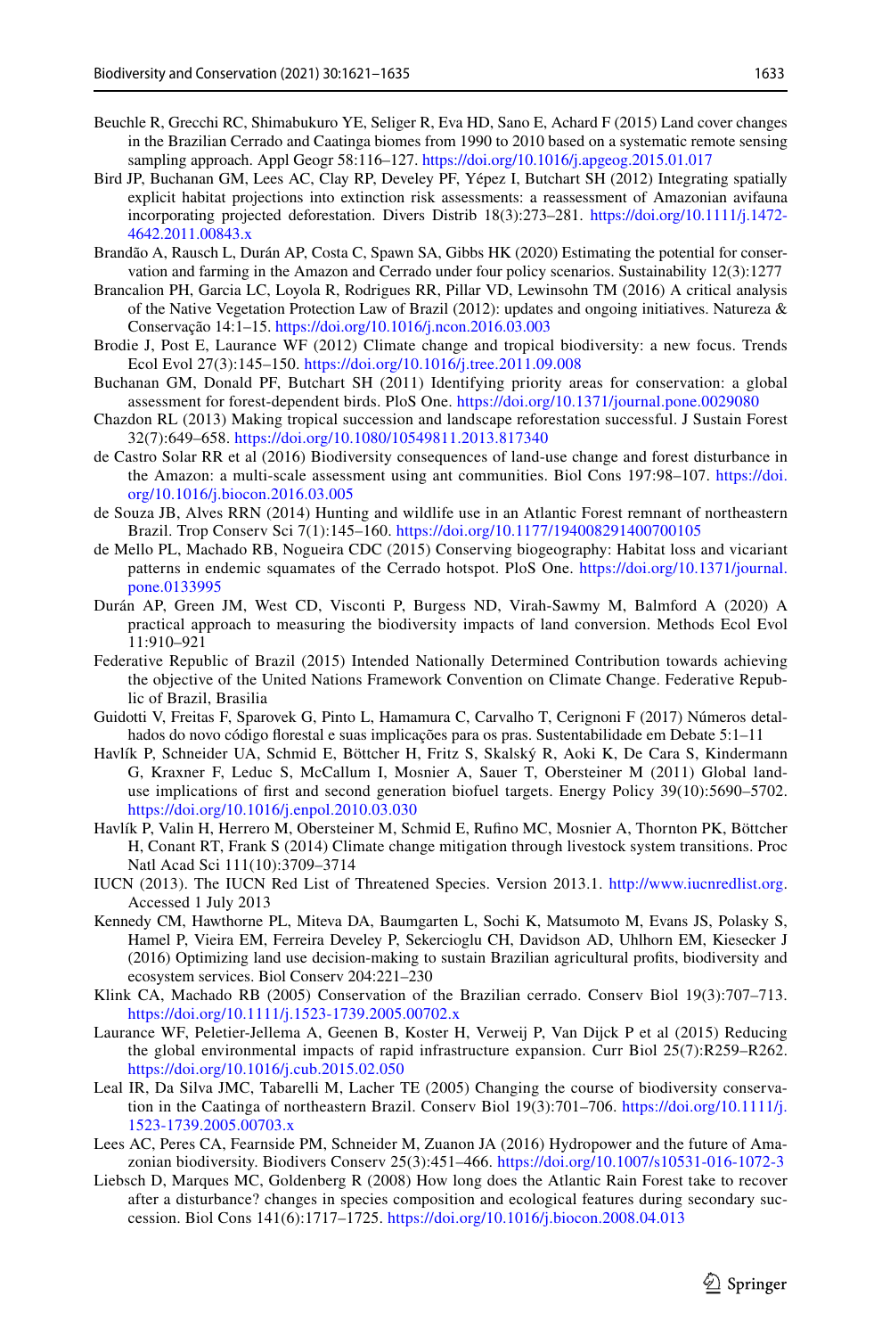Beuchle R, Grecchi RC, Shimabukuro YE, Seliger R, Eva HD, Sano E, Achard F (2015) Land cover changes in the Brazilian Cerrado and Caatinga biomes from 1990 to 2010 based on a systematic remote sensing sampling approach. Appl Geogr 58:116–127. https://doi.org/10.1016/j.apgeog.2015.01.017

Bird JP, Buchanan GM, Lees AC, Clay RP, Develey PF, Yépez I, Butchart SH (2012) Integrating spatially explicit habitat projections into extinction risk assessments: a reassessment of Amazonian avifauna incorporating projected deforestation. Divers Distrib 18(3):273–281. https://doi.org/10.1111/j.1472-4642.2011.00843.x

Brandão A, Rausch L, Durán AP, Costa C, Spawn SA, Gibbs HK (2020) Estimating the potential for conservation and farming in the Amazon and Cerrado under four policy scenarios. Sustainability 12(3):1277

Brancalion PH, Garcia LC, Loyola R, Rodrigues RR, Pillar VD, Lewinsohn TM (2016) A critical analysis of the Native Vegetation Protection Law of Brazil (2012): updates and ongoing initiatives. Natureza & Conservação 14:1–15. https://doi.org/10.1016/j.ncon.2016.03.003

Brodie J, Post E, Laurance WF (2012) Climate change and tropical biodiversity: a new focus. Trends Ecol Evol 27(3):145–150. https://doi.org/10.1016/j.tree.2011.09.008

Buchanan GM, Donald PF, Butchart SH (2011) Identifying priority areas for conservation: a global assessment for forest-dependent birds. PloS One. https://doi.org/10.1371/journal.pone.0029080

Chazdon RL (2013) Making tropical succession and landscape reforestation successful. J Sustain Forest 32(7):649–658. https://doi.org/10.1080/10549811.2013.817340

de Castro Solar RR et al (2016) Biodiversity consequences of land-use change and forest disturbance in the Amazon: a multi-scale assessment using ant communities. Biol Cons 197:98–107. https://doi.org/10.1016/j.biocon.2016.03.005

de Souza JB, Alves RRN (2014) Hunting and wildlife use in an Atlantic Forest remnant of northeastern Brazil. Trop Conserv Sci 7(1):145–160. https://doi.org/10.1177/194008291400700105

de Mello PL, Machado RB, Nogueira CDC (2015) Conserving biogeography: Habitat loss and vicariant patterns in endemic squamates of the Cerrado hotspot. PloS One. https://doi.org/10.1371/journal.pone.0133995

Durán AP, Green JM, West CD, Visconti P, Burgess ND, Virah-Sawmy M, Balmford A (2020) A practical approach to measuring the biodiversity impacts of land conversion. Methods Ecol Evol 11:910–921

Federative Republic of Brazil (2015) Intended Nationally Determined Contribution towards achieving the objective of the United Nations Framework Convention on Climate Change. Federative Republic of Brazil, Brasilia

Guidotti V, Freitas F, Sparovek G, Pinto L, Hamamura C, Carvalho T, Cerignoni F (2017) Números detalhados do novo código florestal e suas implicações para os pras. Sustentabilidade em Debate 5:1–11

Havlík P, Schneider UA, Schmid E, Böttcher H, Fritz S, Skalský R, Aoki K, De Cara S, Kindermann G, Kraxner F, Leduc S, McCallum I, Mosnier A, Sauer T, Obersteiner M (2011) Global land-use implications of first and second generation biofuel targets. Energy Policy 39(10):5690–5702. https://doi.org/10.1016/j.enpol.2010.03.030

Havlík P, Valin H, Herrero M, Obersteiner M, Schmid E, Rufino MC, Mosnier A, Thornton PK, Böttcher H, Conant RT, Frank S (2014) Climate change mitigation through livestock system transitions. Proc Natl Acad Sci 111(10):3709–3714

IUCN (2013). The IUCN Red List of Threatened Species. Version 2013.1. http://www.iucnredlist.org. Accessed 1 July 2013

Kennedy CM, Hawthorne PL, Miteva DA, Baumgarten L, Sochi K, Matsumoto M, Evans JS, Polasky S, Hamel P, Vieira EM, Ferreira Develey P, Sekercioglu CH, Davidson AD, Uhlhorn EM, Kiesecker J (2016) Optimizing land use decision-making to sustain Brazilian agricultural profits, biodiversity and ecosystem services. Biol Conserv 204:221–230

Klink CA, Machado RB (2005) Conservation of the Brazilian cerrado. Conserv Biol 19(3):707–713. https://doi.org/10.1111/j.1523-1739.2005.00702.x

Laurance WF, Peletier-Jellema A, Geenen B, Koster H, Verweij P, Van Dijck P et al (2015) Reducing the global environmental impacts of rapid infrastructure expansion. Curr Biol 25(7):R259–R262. https://doi.org/10.1016/j.cub.2015.02.050

Leal IR, Da Silva JMC, Tabarelli M, Lacher TE (2005) Changing the course of biodiversity conservation in the Caatinga of northeastern Brazil. Conserv Biol 19(3):701–706. https://doi.org/10.1111/j.1523-1739.2005.00703.x

Lees AC, Peres CA, Fearnside PM, Schneider M, Zuanon JA (2016) Hydropower and the future of Amazonian biodiversity. Biodivers Conserv 25(3):451–466. https://doi.org/10.1007/s10531-016-1072-3

Liebsch D, Marques MC, Goldenberg R (2008) How long does the Atlantic Rain Forest take to recover after a disturbance? changes in species composition and ecological features during secondary succession. Biol Cons 141(6):1717–1725. https://doi.org/10.1016/j.biocon.2008.04.013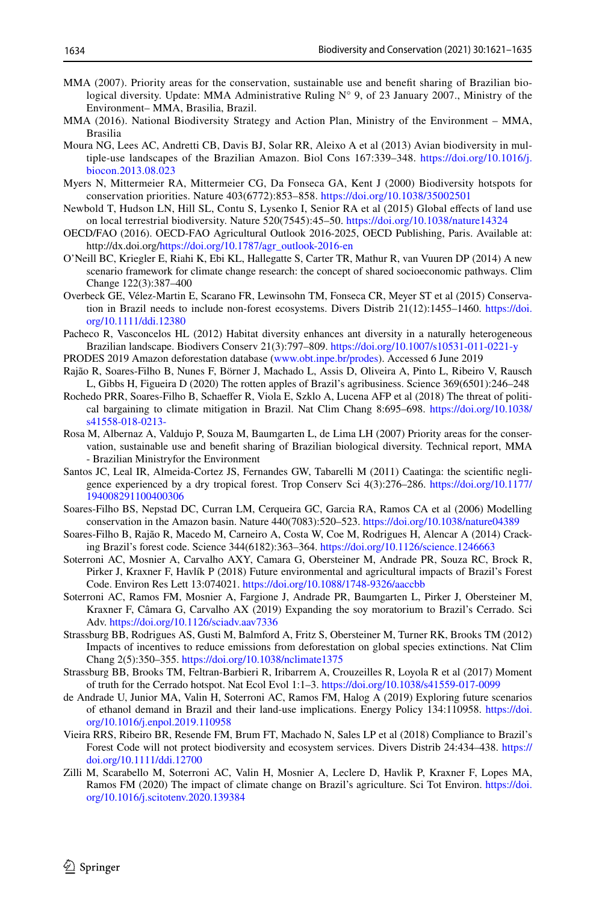MMA (2007). Priority areas for the conservation, sustainable use and benefit sharing of Brazilian biological diversity. Update: MMA Administrative Ruling N° 9, of 23 January 2007., Ministry of the Environment– MMA, Brasilia, Brazil.

MMA (2016). National Biodiversity Strategy and Action Plan, Ministry of the Environment – MMA, Brasilia

Moura NG, Lees AC, Andretti CB, Davis BJ, Solar RR, Aleixo A et al (2013) Avian biodiversity in multiple-use landscapes of the Brazilian Amazon. Biol Cons 167:339–348. https://doi.org/10.1016/j.biocon.2013.08.023

Myers N, Mittermeier RA, Mittermeier CG, Da Fonseca GA, Kent J (2000) Biodiversity hotspots for conservation priorities. Nature 403(6772):853–858. https://doi.org/10.1038/35002501

Newbold T, Hudson LN, Hill SL, Contu S, Lysenko I, Senior RA et al (2015) Global effects of land use on local terrestrial biodiversity. Nature 520(7545):45–50. https://doi.org/10.1038/nature14324

OECD/FAO (2016). OECD-FAO Agricultural Outlook 2016-2025, OECD Publishing, Paris. Available at: http://dx.doi.org/https://doi.org/10.1787/agr_outlook-2016-en

O'Neill BC, Kriegler E, Riahi K, Ebi KL, Hallegatte S, Carter TR, Mathur R, van Vuuren DP (2014) A new scenario framework for climate change research: the concept of shared socioeconomic pathways. Clim Change 122(3):387–400

Overbeck GE, Vélez-Martin E, Scarano FR, Lewinsohn TM, Fonseca CR, Meyer ST et al (2015) Conservation in Brazil needs to include non-forest ecosystems. Divers Distrib 21(12):1455–1460. https://doi.org/10.1111/ddi.12380

Pacheco R, Vasconcelos HL (2012) Habitat diversity enhances ant diversity in a naturally heterogeneous Brazilian landscape. Biodivers Conserv 21(3):797–809. https://doi.org/10.1007/s10531-011-0221-y

PRODES 2019 Amazon deforestation database (www.obt.inpe.br/prodes). Accessed 6 June 2019

Rajão R, Soares-Filho B, Nunes F, Börner J, Machado L, Assis D, Oliveira A, Pinto L, Ribeiro V, Rausch L, Gibbs H, Figueira D (2020) The rotten apples of Brazil's agribusiness. Science 369(6501):246–248

Rochedo PRR, Soares-Filho B, Schaeffer R, Viola E, Szklo A, Lucena AFP et al (2018) The threat of political bargaining to climate mitigation in Brazil. Nat Clim Chang 8:695–698. https://doi.org/10.1038/s41558-018-0213-

Rosa M, Albernaz A, Valdujo P, Souza M, Baumgarten L, de Lima LH (2007) Priority areas for the conservation, sustainable use and benefit sharing of Brazilian biological diversity. Technical report, MMA - Brazilian Ministryfor the Environment

Santos JC, Leal IR, Almeida-Cortez JS, Fernandes GW, Tabarelli M (2011) Caatinga: the scientific negligence experienced by a dry tropical forest. Trop Conserv Sci 4(3):276–286. https://doi.org/10.1177/194008291100400306

Soares-Filho BS, Nepstad DC, Curran LM, Cerqueira GC, Garcia RA, Ramos CA et al (2006) Modelling conservation in the Amazon basin. Nature 440(7083):520–523. https://doi.org/10.1038/nature04389

Soares-Filho B, Rajão R, Macedo M, Carneiro A, Costa W, Coe M, Rodrigues H, Alencar A (2014) Cracking Brazil's forest code. Science 344(6182):363–364. https://doi.org/10.1126/science.1246663

Soterroni AC, Mosnier A, Carvalho AXY, Camara G, Obersteiner M, Andrade PR, Souza RC, Brock R, Pirker J, Kraxner F, Havlík P (2018) Future environmental and agricultural impacts of Brazil's Forest Code. Environ Res Lett 13:074021. https://doi.org/10.1088/1748-9326/aaccbb

Soterroni AC, Ramos FM, Mosnier A, Fargione J, Andrade PR, Baumgarten L, Pirker J, Obersteiner M, Kraxner F, Câmara G, Carvalho AX (2019) Expanding the soy moratorium to Brazil's Cerrado. Sci Adv. https://doi.org/10.1126/sciadv.aav7336

Strassburg BB, Rodrigues AS, Gusti M, Balmford A, Fritz S, Obersteiner M, Turner RK, Brooks TM (2012) Impacts of incentives to reduce emissions from deforestation on global species extinctions. Nat Clim Chang 2(5):350–355. https://doi.org/10.1038/nclimate1375

Strassburg BB, Brooks TM, Feltran-Barbieri R, Iribarrem A, Crouzeilles R, Loyola R et al (2017) Moment of truth for the Cerrado hotspot. Nat Ecol Evol 1:1–3. https://doi.org/10.1038/s41559-017-0099

de Andrade U, Junior MA, Valin H, Soterroni AC, Ramos FM, Halog A (2019) Exploring future scenarios of ethanol demand in Brazil and their land-use implications. Energy Policy 134:110958. https://doi.org/10.1016/j.enpol.2019.110958

Vieira RRS, Ribeiro BR, Resende FM, Brum FT, Machado N, Sales LP et al (2018) Compliance to Brazil's Forest Code will not protect biodiversity and ecosystem services. Divers Distrib 24:434–438. https://doi.org/10.1111/ddi.12700

Zilli M, Scarabello M, Soterroni AC, Valin H, Mosnier A, Leclere D, Havlik P, Kraxner F, Lopes MA, Ramos FM (2020) The impact of climate change on Brazil's agriculture. Sci Tot Environ. https://doi.org/10.1016/j.scitotenv.2020.139384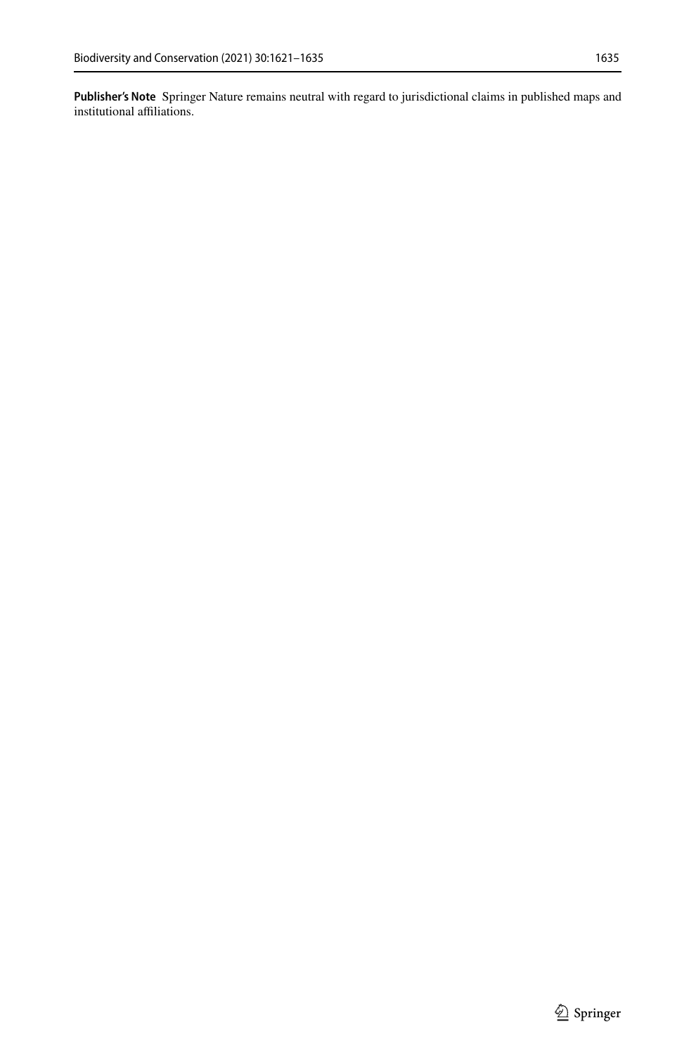**Publisher's Note** Springer Nature remains neutral with regard to jurisdictional claims in published maps and institutional affiliations.